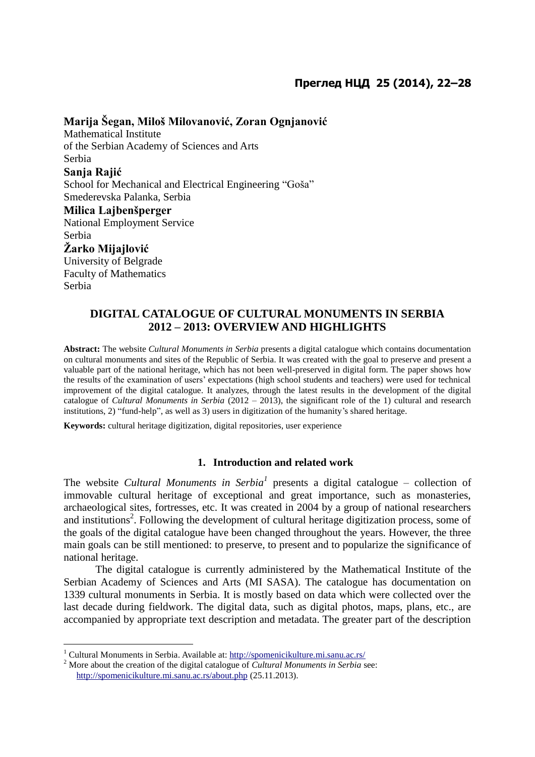**Marija Šegan, Miloš Milovanović, Zoran Ognjanović**
Mathematical Institute
of the Serbian Academy of Sciences and Arts
Serbia

**Sanja Rajić**
School for Mechanical and Electrical Engineering "Goša"
Smederevska Palanka, Serbia

**Milica Lajbenšperger**
National Employment Service
Serbia

**Žarko Mijajlović**
University of Belgrade
Faculty of Mathematics
Serbia

# DIGITAL CATALOGUE OF CULTURAL MONUMENTS IN SERBIA 2012 – 2013: OVERVIEW AND HIGHLIGHTS

**Abstract:** The website *Cultural Monuments in Serbia* presents a digital catalogue which contains documentation on cultural monuments and sites of the Republic of Serbia. It was created with the goal to preserve and present a valuable part of the national heritage, which has not been well-preserved in digital form. The paper shows how the results of the examination of users' expectations (high school students and teachers) were used for technical improvement of the digital catalogue. It analyzes, through the latest results in the development of the digital catalogue of *Cultural Monuments in Serbia* (2012 – 2013), the significant role of the 1) cultural and research institutions, 2) "fund-help", as well as 3) users in digitization of the humanity's shared heritage.

**Keywords:** cultural heritage digitization, digital repositories, user experience

## 1. Introduction and related work

The website *Cultural Monuments in Serbia*[1] presents a digital catalogue – collection of immovable cultural heritage of exceptional and great importance, such as monasteries, archaeological sites, fortresses, etc. It was created in 2004 by a group of national researchers and institutions[2]. Following the development of cultural heritage digitization process, some of the goals of the digital catalogue have been changed throughout the years. However, the three main goals can be still mentioned: to preserve, to present and to popularize the significance of national heritage.

The digital catalogue is currently administered by the Mathematical Institute of the Serbian Academy of Sciences and Arts (MI SASA). The catalogue has documentation on 1339 cultural monuments in Serbia. It is mostly based on data which were collected over the last decade during fieldwork. The digital data, such as digital photos, maps, plans, etc., are accompanied by appropriate text description and metadata. The greater part of the description

---

[1] Cultural Monuments in Serbia. Available at: http://spomenicikulture.mi.sanu.ac.rs/

[2] More about the creation of the digital catalogue of *Cultural Monuments in Serbia* see: http://spomenicikulture.mi.sanu.ac.rs/about.php (25.11.2013).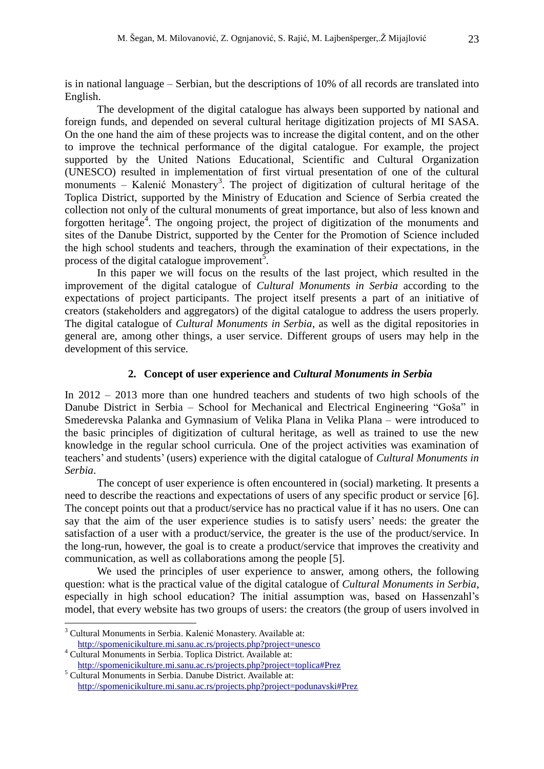is in national language – Serbian, but the descriptions of 10% of all records are translated into English.

The development of the digital catalogue has always been supported by national and foreign funds, and depended on several cultural heritage digitization projects of MI SASA. On the one hand the aim of these projects was to increase the digital content, and on the other to improve the technical performance of the digital catalogue. For example, the project supported by the United Nations Educational, Scientific and Cultural Organization (UNESCO) resulted in implementation of first virtual presentation of one of the cultural monuments – Kalenić Monastery[3]. The project of digitization of cultural heritage of the Toplica District, supported by the Ministry of Education and Science of Serbia created the collection not only of the cultural monuments of great importance, but also of less known and forgotten heritage[4]. The ongoing project, the project of digitization of the monuments and sites of the Danube District, supported by the Center for the Promotion of Science included the high school students and teachers, through the examination of their expectations, in the process of the digital catalogue improvement[5].

In this paper we will focus on the results of the last project, which resulted in the improvement of the digital catalogue of *Cultural Monuments in Serbia* according to the expectations of project participants. The project itself presents a part of an initiative of creators (stakeholders and aggregators) of the digital catalogue to address the users properly. The digital catalogue of *Cultural Monuments in Serbia*, as well as the digital repositories in general are, among other things, a user service. Different groups of users may help in the development of this service.

## 2. Concept of user experience and *Cultural Monuments in Serbia*

In 2012 – 2013 more than one hundred teachers and students of two high schools of the Danube District in Serbia – School for Mechanical and Electrical Engineering "Goša" in Smederevska Palanka and Gymnasium of Velika Plana in Velika Plana – were introduced to the basic principles of digitization of cultural heritage, as well as trained to use the new knowledge in the regular school curricula. One of the project activities was examination of teachers' and students' (users) experience with the digital catalogue of *Cultural Monuments in Serbia*.

The concept of user experience is often encountered in (social) marketing. It presents a need to describe the reactions and expectations of users of any specific product or service [6]. The concept points out that a product/service has no practical value if it has no users. One can say that the aim of the user experience studies is to satisfy users' needs: the greater the satisfaction of a user with a product/service, the greater is the use of the product/service. In the long-run, however, the goal is to create a product/service that improves the creativity and communication, as well as collaborations among the people [5].

We used the principles of user experience to answer, among others, the following question: what is the practical value of the digital catalogue of *Cultural Monuments in Serbia*, especially in high school education? The initial assumption was, based on Hassenzahl's model, that every website has two groups of users: the creators (the group of users involved in

---

[3] Cultural Monuments in Serbia. Kalenić Monastery. Available at: http://spomenicikulture.mi.sanu.ac.rs/projects.php?project=unesco

[4] Cultural Monuments in Serbia. Toplica District. Available at: http://spomenicikulture.mi.sanu.ac.rs/projects.php?project=toplica#Prez

[5] Cultural Monuments in Serbia. Danube District. Available at: http://spomenicikulture.mi.sanu.ac.rs/projects.php?project=podunavski#Prez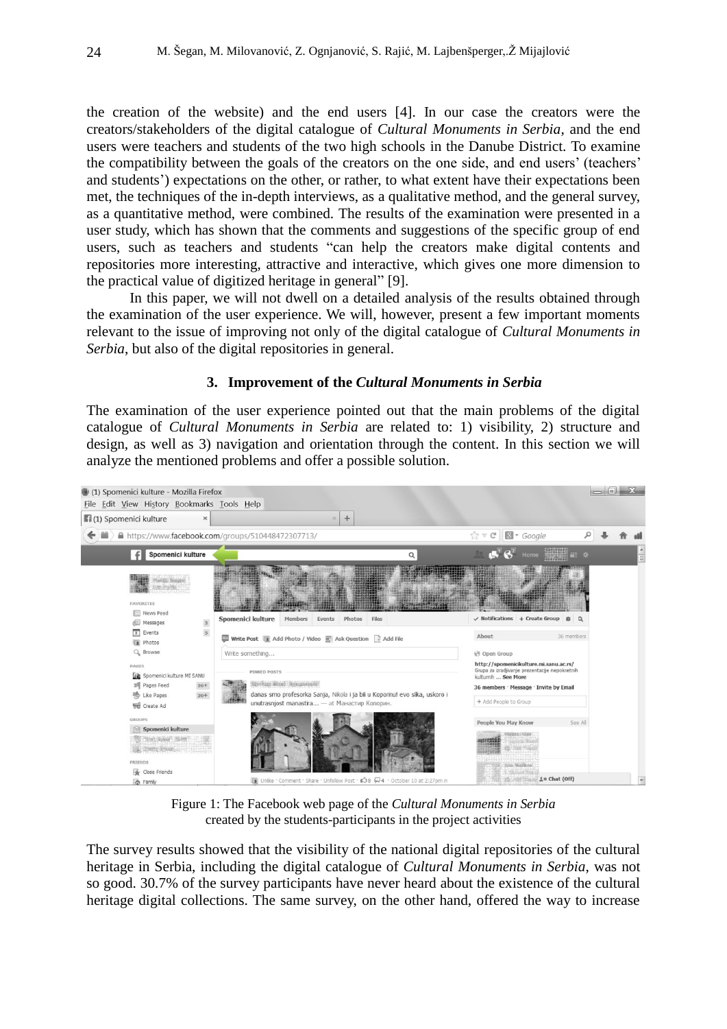the creation of the website) and the end users [4]. In our case the creators were the creators/stakeholders of the digital catalogue of *Cultural Monuments in Serbia*, and the end users were teachers and students of the two high schools in the Danube District. To examine the compatibility between the goals of the creators on the one side, and end users' (teachers' and students') expectations on the other, or rather, to what extent have their expectations been met, the techniques of the in-depth interviews, as a qualitative method, and the general survey, as a quantitative method, were combined. The results of the examination were presented in a user study, which has shown that the comments and suggestions of the specific group of end users, such as teachers and students "can help the creators make digital contents and repositories more interesting, attractive and interactive, which gives one more dimension to the practical value of digitized heritage in general" [9].

In this paper, we will not dwell on a detailed analysis of the results obtained through the examination of the user experience. We will, however, present a few important moments relevant to the issue of improving not only of the digital catalogue of *Cultural Monuments in Serbia*, but also of the digital repositories in general.

## 3. Improvement of the *Cultural Monuments in Serbia*

The examination of the user experience pointed out that the main problems of the digital catalogue of *Cultural Monuments in Serbia* are related to: 1) visibility, 2) structure and design, as well as 3) navigation and orientation through the content. In this section we will analyze the mentioned problems and offer a possible solution.

Figure 1: The Facebook web page of the *Cultural Monuments in Serbia* created by the students-participants in the project activities

The survey results showed that the visibility of the national digital repositories of the cultural heritage in Serbia, including the digital catalogue of *Cultural Monuments in Serbia*, was not so good. 30.7% of the survey participants have never heard about the existence of the cultural heritage digital collections. The same survey, on the other hand, offered the way to increase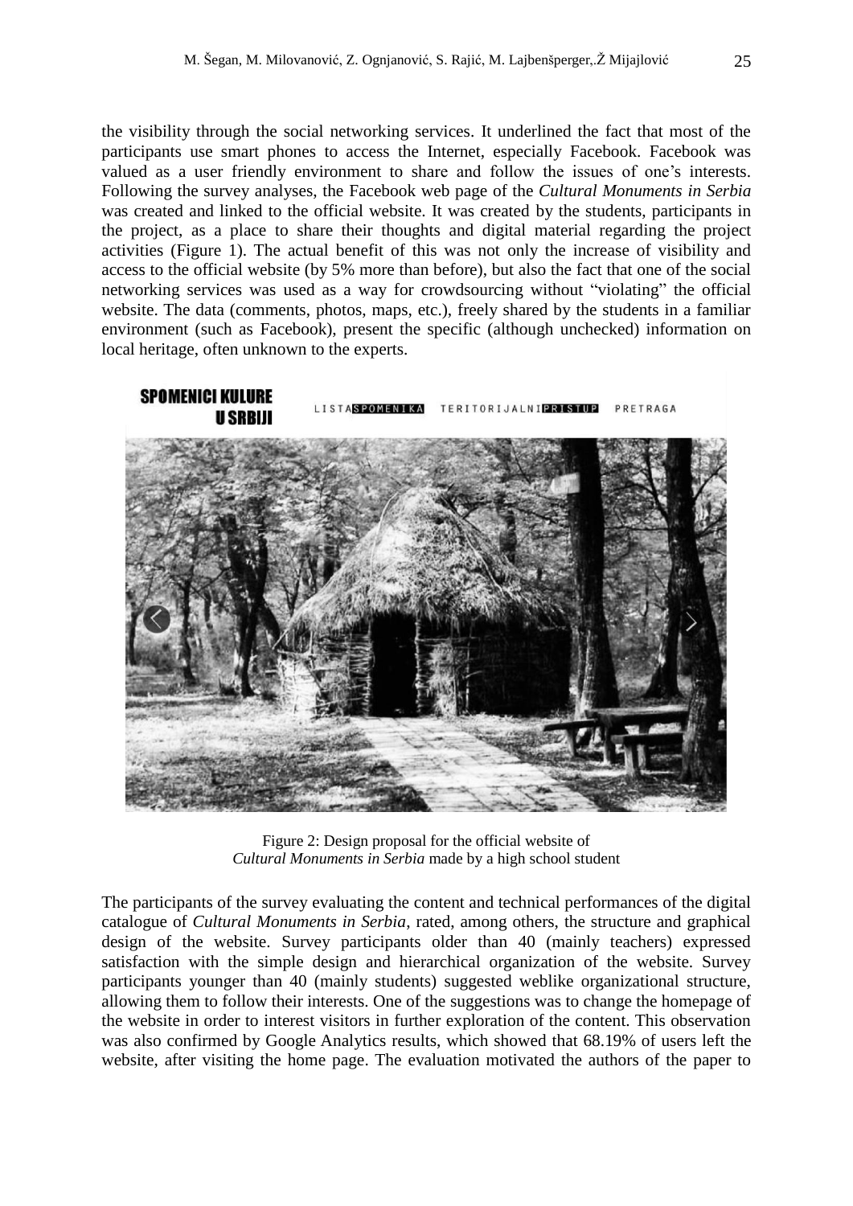the visibility through the social networking services. It underlined the fact that most of the participants use smart phones to access the Internet, especially Facebook. Facebook was valued as a user friendly environment to share and follow the issues of one's interests. Following the survey analyses, the Facebook web page of the *Cultural Monuments in Serbia* was created and linked to the official website. It was created by the students, participants in the project, as a place to share their thoughts and digital material regarding the project activities (Figure 1). The actual benefit of this was not only the increase of visibility and access to the official website (by 5% more than before), but also the fact that one of the social networking services was used as a way for crowdsourcing without "violating" the official website. The data (comments, photos, maps, etc.), freely shared by the students in a familiar environment (such as Facebook), present the specific (although unchecked) information on local heritage, often unknown to the experts.

Figure 2: Design proposal for the official website of *Cultural Monuments in Serbia* made by a high school student

The participants of the survey evaluating the content and technical performances of the digital catalogue of *Cultural Monuments in Serbia*, rated, among others, the structure and graphical design of the website. Survey participants older than 40 (mainly teachers) expressed satisfaction with the simple design and hierarchical organization of the website. Survey participants younger than 40 (mainly students) suggested weblike organizational structure, allowing them to follow their interests. One of the suggestions was to change the homepage of the website in order to interest visitors in further exploration of the content. This observation was also confirmed by Google Analytics results, which showed that 68.19% of users left the website, after visiting the home page. The evaluation motivated the authors of the paper to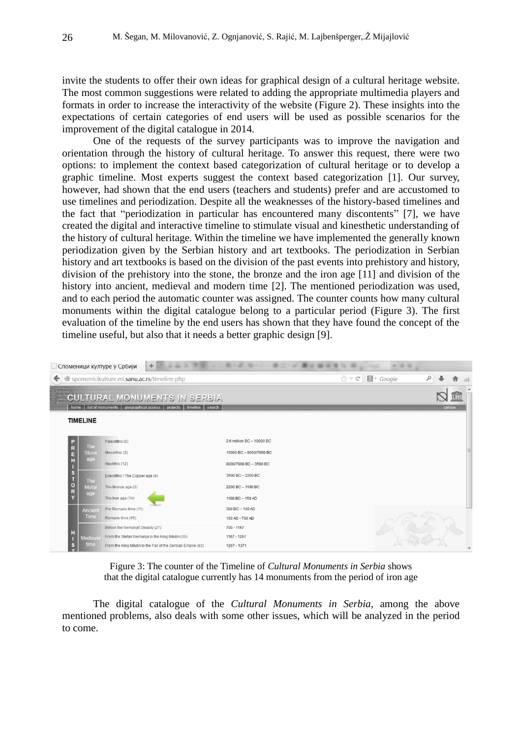invite the students to offer their own ideas for graphical design of a cultural heritage website. The most common suggestions were related to adding the appropriate multimedia players and formats in order to increase the interactivity of the website (Figure 2). These insights into the expectations of certain categories of end users will be used as possible scenarios for the improvement of the digital catalogue in 2014.

One of the requests of the survey participants was to improve the navigation and orientation through the history of cultural heritage. To answer this request, there were two options: to implement the context based categorization of cultural heritage or to develop a graphic timeline. Most experts suggest the context based categorization [1]. Our survey, however, had shown that the end users (teachers and students) prefer and are accustomed to use timelines and periodization. Despite all the weaknesses of the history-based timelines and the fact that "periodization in particular has encountered many discontents" [7], we have created the digital and interactive timeline to stimulate visual and kinesthetic understanding of the history of cultural heritage. Within the timeline we have implemented the generally known periodization given by the Serbian history and art textbooks. The periodization in Serbian history and art textbooks is based on the division of the past events into prehistory and history, division of the prehistory into the stone, the bronze and the iron age [11] and division of the history into ancient, medieval and modern time [2]. The mentioned periodization was used, and to each period the automatic counter was assigned. The counter counts how many cultural monuments within the digital catalogue belong to a particular period (Figure 3). The first evaluation of the timeline by the end users has shown that they have found the concept of the timeline useful, but also that it needs a better graphic design [9].

Figure 3: The counter of the Timeline of *Cultural Monuments in Serbia* shows that the digital catalogue currently has 14 monuments from the period of iron age

The digital catalogue of the *Cultural Monuments in Serbia*, among the above mentioned problems, also deals with some other issues, which will be analyzed in the period to come.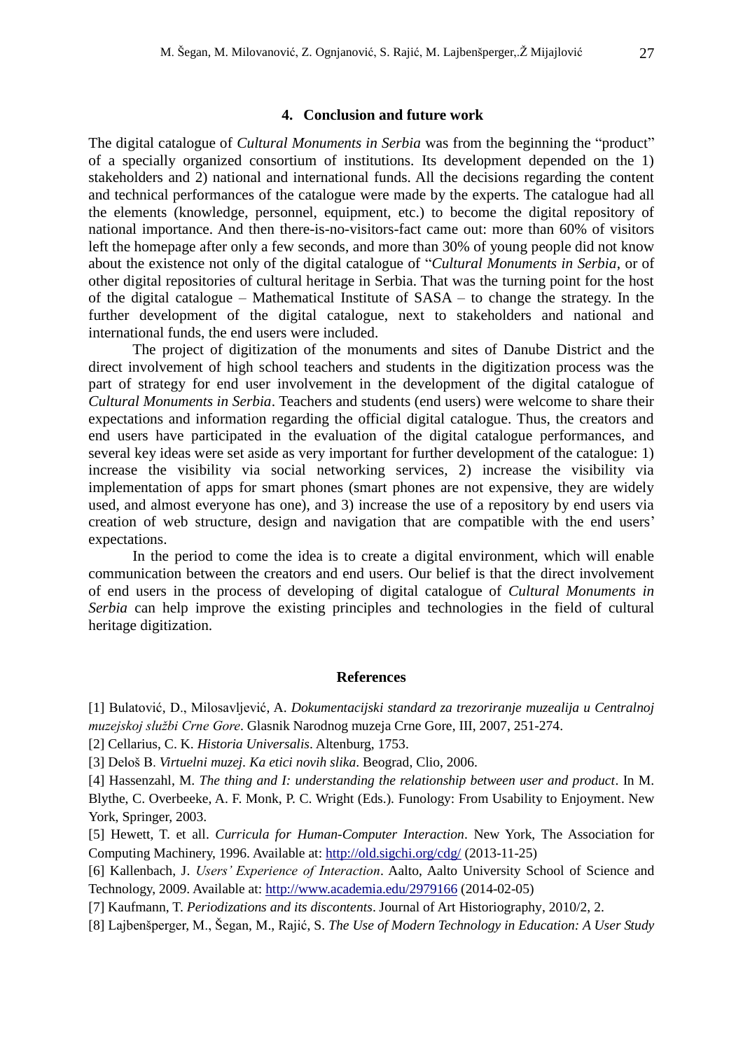## 4. Conclusion and future work

The digital catalogue of *Cultural Monuments in Serbia* was from the beginning the "product" of a specially organized consortium of institutions. Its development depended on the 1) stakeholders and 2) national and international funds. All the decisions regarding the content and technical performances of the catalogue were made by the experts. The catalogue had all the elements (knowledge, personnel, equipment, etc.) to become the digital repository of national importance. And then there-is-no-visitors-fact came out: more than 60% of visitors left the homepage after only a few seconds, and more than 30% of young people did not know about the existence not only of the digital catalogue of "*Cultural Monuments in Serbia*, or of other digital repositories of cultural heritage in Serbia. That was the turning point for the host of the digital catalogue – Mathematical Institute of SASA – to change the strategy. In the further development of the digital catalogue, next to stakeholders and national and international funds, the end users were included.

The project of digitization of the monuments and sites of Danube District and the direct involvement of high school teachers and students in the digitization process was the part of strategy for end user involvement in the development of the digital catalogue of *Cultural Monuments in Serbia*. Teachers and students (end users) were welcome to share their expectations and information regarding the official digital catalogue. Thus, the creators and end users have participated in the evaluation of the digital catalogue performances, and several key ideas were set aside as very important for further development of the catalogue: 1) increase the visibility via social networking services, 2) increase the visibility via implementation of apps for smart phones (smart phones are not expensive, they are widely used, and almost everyone has one), and 3) increase the use of a repository by end users via creation of web structure, design and navigation that are compatible with the end users' expectations.

In the period to come the idea is to create a digital environment, which will enable communication between the creators and end users. Our belief is that the direct involvement of end users in the process of developing of digital catalogue of *Cultural Monuments in Serbia* can help improve the existing principles and technologies in the field of cultural heritage digitization.

## References

[1] Bulatović, D., Milosavljević, A. *Dokumentacijski standard za trezoriranje muzealija u Centralnoj muzejskoj službi Crne Gore*. Glasnik Narodnog muzeja Crne Gore, III, 2007, 251-274.

[2] Cellarius, C. K. *Historia Universalis*. Altenburg, 1753.

[3] Deloš B. *Virtuelni muzej. Ka etici novih slika*. Beograd, Clio, 2006.

[4] Hassenzahl, M. *The thing and I: understanding the relationship between user and product*. In M. Blythe, C. Overbeeke, A. F. Monk, P. C. Wright (Eds.). Funology: From Usability to Enjoyment. New York, Springer, 2003.

[5] Hewett, T. et all. *Curricula for Human-Computer Interaction*. New York, The Association for Computing Machinery, 1996. Available at: http://old.sigchi.org/cdg/ (2013-11-25)

[6] Kallenbach, J. *Users' Experience of Interaction*. Aalto, Aalto University School of Science and Technology, 2009. Available at: http://www.academia.edu/2979166 (2014-02-05)

[7] Kaufmann, T. *Periodizations and its discontents*. Journal of Art Historiography, 2010/2, 2.

[8] Lajbenšperger, M., Šegan, M., Rajić, S. *The Use of Modern Technology in Education: A User Study*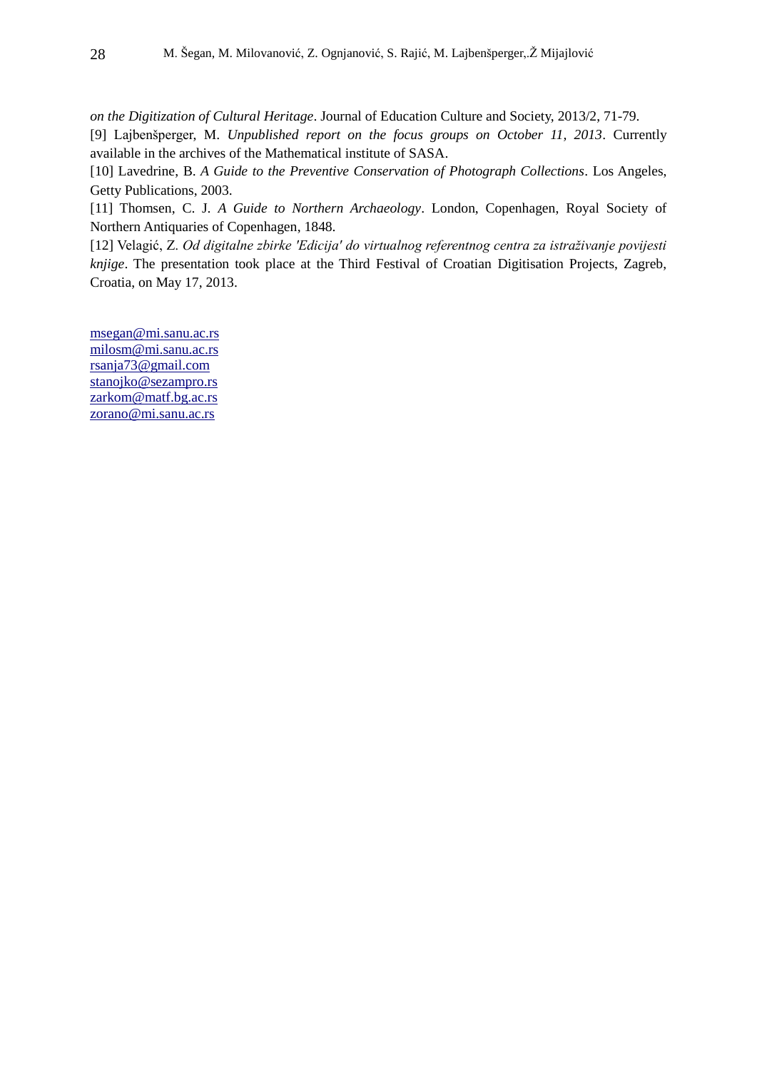*on the Digitization of Cultural Heritage*. Journal of Education Culture and Society, 2013/2, 71-79.

[9] Lajbenšperger, M. *Unpublished report on the focus groups on October 11, 2013*. Currently available in the archives of the Mathematical institute of SASA.

[10] Lavedrine, B. *A Guide to the Preventive Conservation of Photograph Collections*. Los Angeles, Getty Publications, 2003.

[11] Thomsen, C. J. *A Guide to Northern Archaeology*. London, Copenhagen, Royal Society of Northern Antiquaries of Copenhagen, 1848.

[12] Velagić, Z. *Od digitalne zbirke 'Edicija' do virtualnog referentnog centra za istraživanje povijesti knjige*. The presentation took place at the Third Festival of Croatian Digitisation Projects, Zagreb, Croatia, on May 17, 2013.

msegan@mi.sanu.ac.rs
milosm@mi.sanu.ac.rs
rsanja73@gmail.com
stanojko@sezampro.rs
zarkom@matf.bg.ac.rs
zorano@mi.sanu.ac.rs